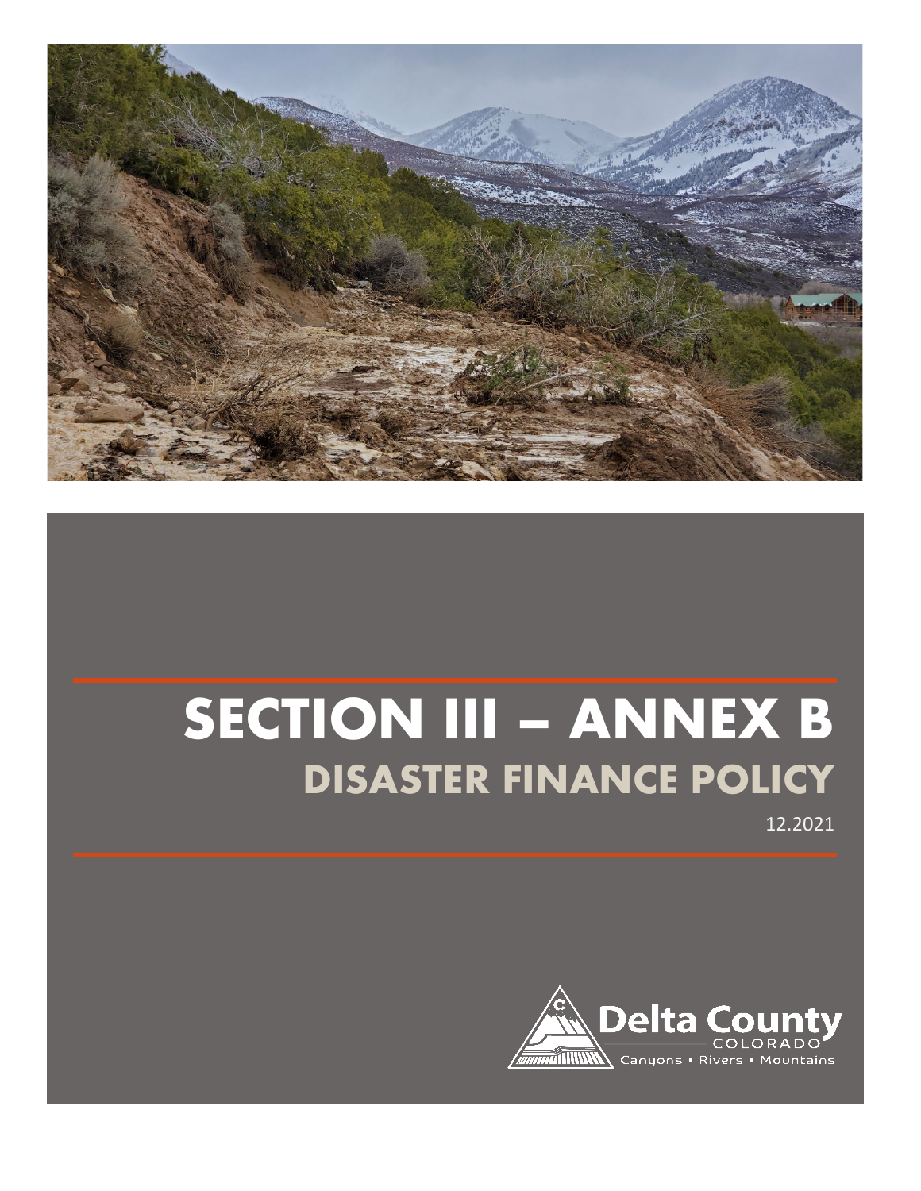# SECTION III – ANNEX B

## DISASTER FINANCE POLICY

12.2021

Delta County
COLORADO
Canyons • Rivers • Mountains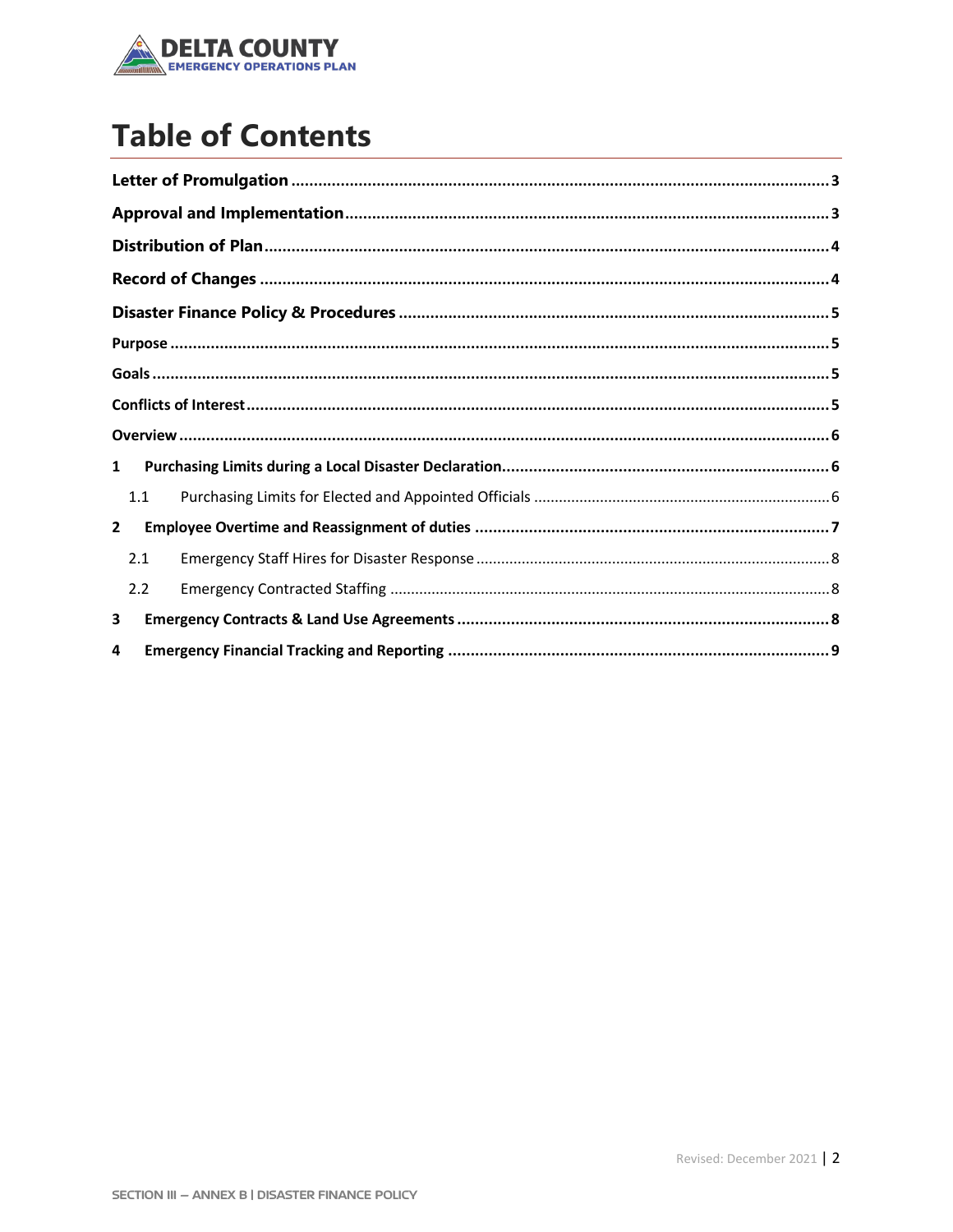# Table of Contents

**Letter of Promulgation** ..... **3**

**Approval and Implementation** ..... **3**

**Distribution of Plan** ..... **4**

**Record of Changes** ..... **4**

**Disaster Finance Policy & Procedures** ..... **5**

**Purpose** ..... **5**

**Goals** ..... **5**

**Conflicts of Interest** ..... **5**

**Overview** ..... **6**

**1 Purchasing Limits during a Local Disaster Declaration** ..... **6**

- 1.1 Purchasing Limits for Elected and Appointed Officials ..... 6

**2 Employee Overtime and Reassignment of duties** ..... **7**

- 2.1 Emergency Staff Hires for Disaster Response ..... 8
- 2.2 Emergency Contracted Staffing ..... 8

**3 Emergency Contracts & Land Use Agreements** ..... **8**

**4 Emergency Financial Tracking and Reporting** ..... **9**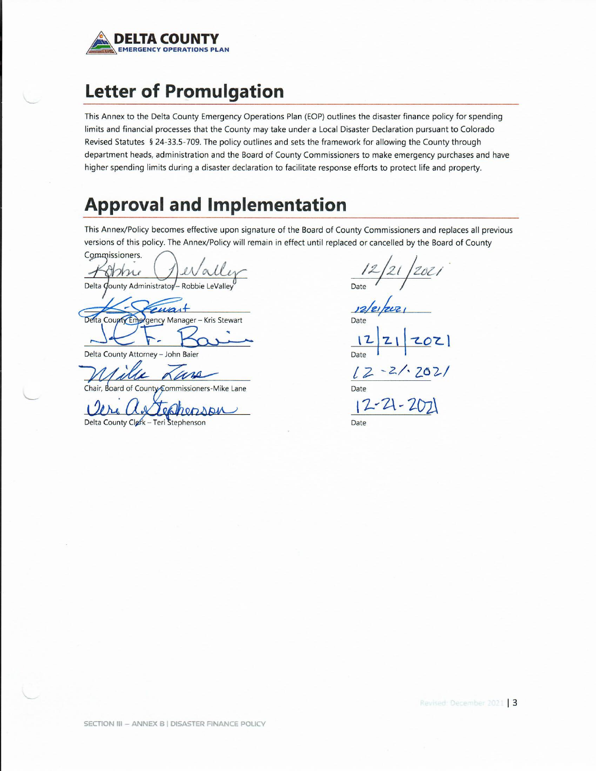# Letter of Promulgation

This Annex to the Delta County Emergency Operations Plan (EOP) outlines the disaster finance policy for spending limits and financial processes that the County may take under a Local Disaster Declaration pursuant to Colorado Revised Statutes § 24-33.5-709. The policy outlines and sets the framework for allowing the County through department heads, administration and the Board of County Commissioners to make emergency purchases and have higher spending limits during a disaster declaration to facilitate response efforts to protect life and property.

# Approval and Implementation

This Annex/Policy becomes effective upon signature of the Board of County Commissioners and replaces all previous versions of this policy. The Annex/Policy will remain in effect until replaced or cancelled by the Board of County Commissioners.

| Signature | Date |
|---|---|
| Delta County Administrator – Robbie LeValley | 12/21/2021 |
| Delta County Emergency Manager – Kris Stewart | 12/21/2021 |
| Delta County Attorney – John Baier | 12/21/2021 |
| Chair, Board of County Commissioners-Mike Lane | 12-21-2021 |
| Delta County Clerk – Teri Stephenson | 12-21-2021 |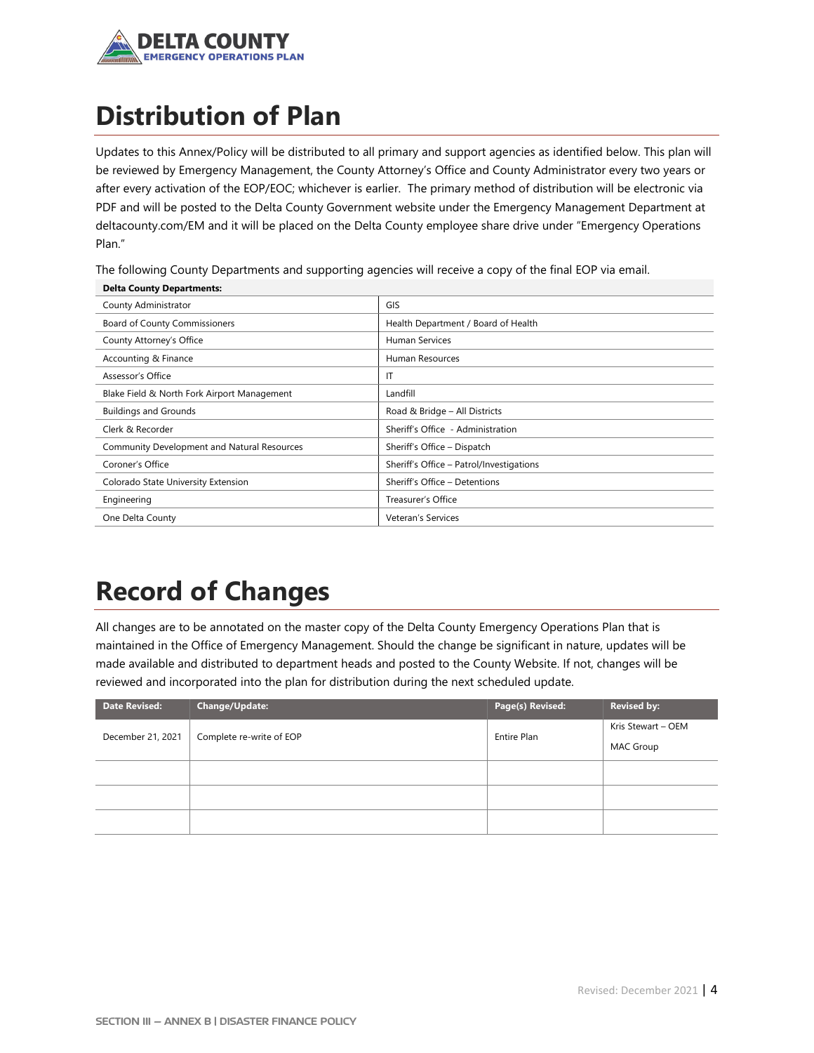# Distribution of Plan

Updates to this Annex/Policy will be distributed to all primary and support agencies as identified below. This plan will be reviewed by Emergency Management, the County Attorney's Office and County Administrator every two years or after every activation of the EOP/EOC; whichever is earlier. The primary method of distribution will be electronic via PDF and will be posted to the Delta County Government website under the Emergency Management Department at deltacounty.com/EM and it will be placed on the Delta County employee share drive under "Emergency Operations Plan."

The following County Departments and supporting agencies will receive a copy of the final EOP via email.

| **Delta County Departments:** | |
|---|---|
| County Administrator | GIS |
| Board of County Commissioners | Health Department / Board of Health |
| County Attorney's Office | Human Services |
| Accounting & Finance | Human Resources |
| Assessor's Office | IT |
| Blake Field & North Fork Airport Management | Landfill |
| Buildings and Grounds | Road & Bridge – All Districts |
| Clerk & Recorder | Sheriff's Office - Administration |
| Community Development and Natural Resources | Sheriff's Office – Dispatch |
| Coroner's Office | Sheriff's Office – Patrol/Investigations |
| Colorado State University Extension | Sheriff's Office – Detentions |
| Engineering | Treasurer's Office |
| One Delta County | Veteran's Services |

# Record of Changes

All changes are to be annotated on the master copy of the Delta County Emergency Operations Plan that is maintained in the Office of Emergency Management. Should the change be significant in nature, updates will be made available and distributed to department heads and posted to the County Website. If not, changes will be reviewed and incorporated into the plan for distribution during the next scheduled update.

| Date Revised: | Change/Update: | Page(s) Revised: | Revised by: |
|---|---|---|---|
| December 21, 2021 | Complete re-write of EOP | Entire Plan | Kris Stewart – OEM<br>MAC Group |
| | | | |
| | | | |
| | | | |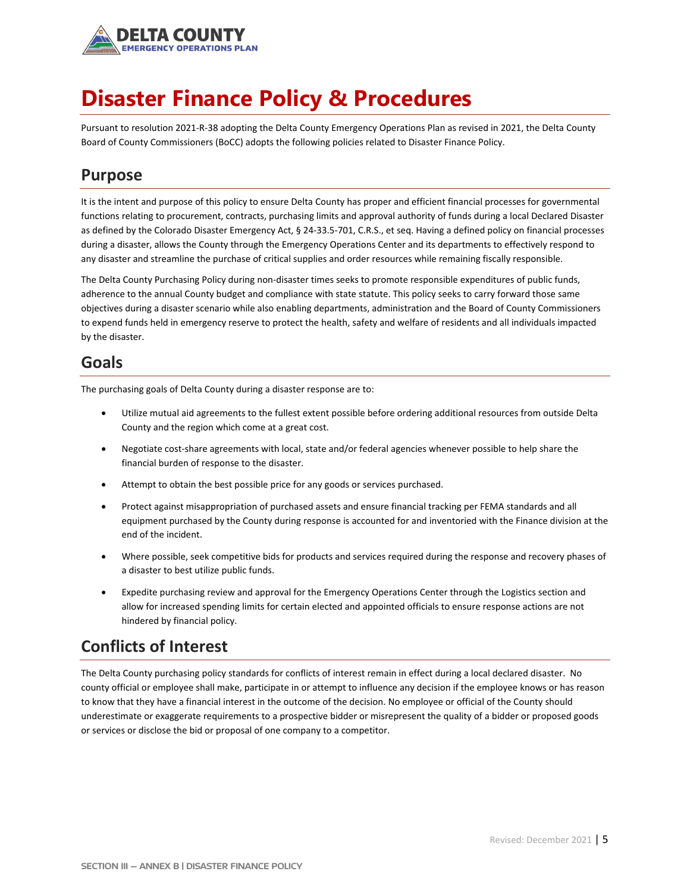# Disaster Finance Policy & Procedures

Pursuant to resolution 2021-R-38 adopting the Delta County Emergency Operations Plan as revised in 2021, the Delta County Board of County Commissioners (BoCC) adopts the following policies related to Disaster Finance Policy.

## Purpose

It is the intent and purpose of this policy to ensure Delta County has proper and efficient financial processes for governmental functions relating to procurement, contracts, purchasing limits and approval authority of funds during a local Declared Disaster as defined by the Colorado Disaster Emergency Act, § 24-33.5-701, C.R.S., et seq. Having a defined policy on financial processes during a disaster, allows the County through the Emergency Operations Center and its departments to effectively respond to any disaster and streamline the purchase of critical supplies and order resources while remaining fiscally responsible.

The Delta County Purchasing Policy during non-disaster times seeks to promote responsible expenditures of public funds, adherence to the annual County budget and compliance with state statute. This policy seeks to carry forward those same objectives during a disaster scenario while also enabling departments, administration and the Board of County Commissioners to expend funds held in emergency reserve to protect the health, safety and welfare of residents and all individuals impacted by the disaster.

## Goals

The purchasing goals of Delta County during a disaster response are to:

- Utilize mutual aid agreements to the fullest extent possible before ordering additional resources from outside Delta County and the region which come at a great cost.
- Negotiate cost-share agreements with local, state and/or federal agencies whenever possible to help share the financial burden of response to the disaster.
- Attempt to obtain the best possible price for any goods or services purchased.
- Protect against misappropriation of purchased assets and ensure financial tracking per FEMA standards and all equipment purchased by the County during response is accounted for and inventoried with the Finance division at the end of the incident.
- Where possible, seek competitive bids for products and services required during the response and recovery phases of a disaster to best utilize public funds.
- Expedite purchasing review and approval for the Emergency Operations Center through the Logistics section and allow for increased spending limits for certain elected and appointed officials to ensure response actions are not hindered by financial policy.

## Conflicts of Interest

The Delta County purchasing policy standards for conflicts of interest remain in effect during a local declared disaster. No county official or employee shall make, participate in or attempt to influence any decision if the employee knows or has reason to know that they have a financial interest in the outcome of the decision. No employee or official of the County should underestimate or exaggerate requirements to a prospective bidder or misrepresent the quality of a bidder or proposed goods or services or disclose the bid or proposal of one company to a competitor.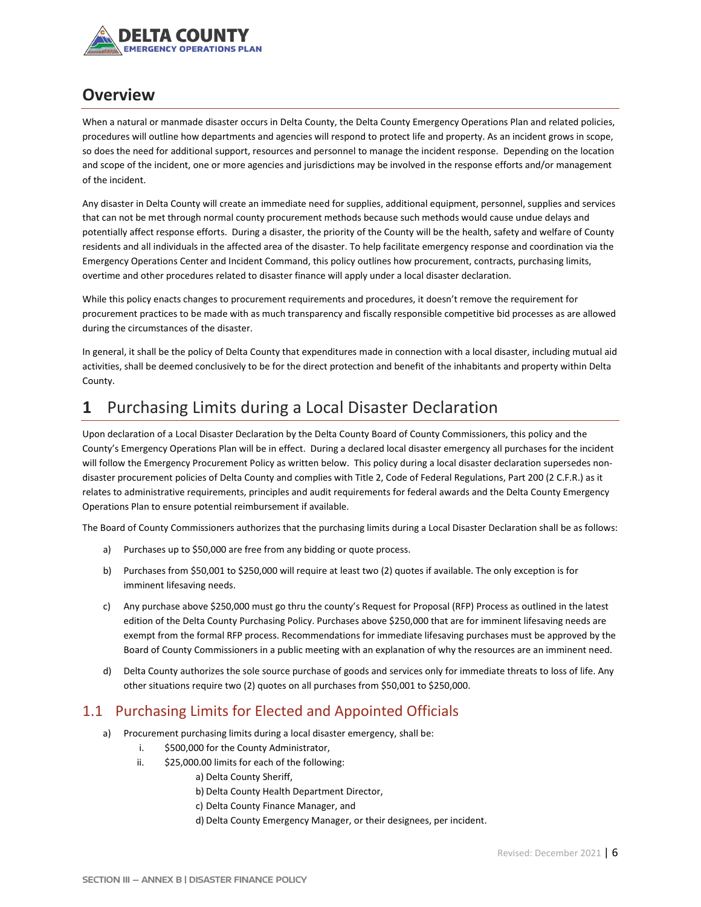## Overview

When a natural or manmade disaster occurs in Delta County, the Delta County Emergency Operations Plan and related policies, procedures will outline how departments and agencies will respond to protect life and property. As an incident grows in scope, so does the need for additional support, resources and personnel to manage the incident response. Depending on the location and scope of the incident, one or more agencies and jurisdictions may be involved in the response efforts and/or management of the incident.

Any disaster in Delta County will create an immediate need for supplies, additional equipment, personnel, supplies and services that can not be met through normal county procurement methods because such methods would cause undue delays and potentially affect response efforts. During a disaster, the priority of the County will be the health, safety and welfare of County residents and all individuals in the affected area of the disaster. To help facilitate emergency response and coordination via the Emergency Operations Center and Incident Command, this policy outlines how procurement, contracts, purchasing limits, overtime and other procedures related to disaster finance will apply under a local disaster declaration.

While this policy enacts changes to procurement requirements and procedures, it doesn't remove the requirement for procurement practices to be made with as much transparency and fiscally responsible competitive bid processes as are allowed during the circumstances of the disaster.

In general, it shall be the policy of Delta County that expenditures made in connection with a local disaster, including mutual aid activities, shall be deemed conclusively to be for the direct protection and benefit of the inhabitants and property within Delta County.

# 1 Purchasing Limits during a Local Disaster Declaration

Upon declaration of a Local Disaster Declaration by the Delta County Board of County Commissioners, this policy and the County's Emergency Operations Plan will be in effect. During a declared local disaster emergency all purchases for the incident will follow the Emergency Procurement Policy as written below. This policy during a local disaster declaration supersedes non-disaster procurement policies of Delta County and complies with Title 2, Code of Federal Regulations, Part 200 (2 C.F.R.) as it relates to administrative requirements, principles and audit requirements for federal awards and the Delta County Emergency Operations Plan to ensure potential reimbursement if available.

The Board of County Commissioners authorizes that the purchasing limits during a Local Disaster Declaration shall be as follows:

a) Purchases up to $50,000 are free from any bidding or quote process.

b) Purchases from $50,001 to $250,000 will require at least two (2) quotes if available. The only exception is for imminent lifesaving needs.

c) Any purchase above $250,000 must go thru the county's Request for Proposal (RFP) Process as outlined in the latest edition of the Delta County Purchasing Policy. Purchases above $250,000 that are for imminent lifesaving needs are exempt from the formal RFP process. Recommendations for immediate lifesaving purchases must be approved by the Board of County Commissioners in a public meeting with an explanation of why the resources are an imminent need.

d) Delta County authorizes the sole source purchase of goods and services only for immediate threats to loss of life. Any other situations require two (2) quotes on all purchases from $50,001 to $250,000.

## 1.1 Purchasing Limits for Elected and Appointed Officials

a) Procurement purchasing limits during a local disaster emergency, shall be:
   - i. $500,000 for the County Administrator,
   - ii. $25,000.00 limits for each of the following:
     - a) Delta County Sheriff,
     - b) Delta County Health Department Director,
     - c) Delta County Finance Manager, and
     - d) Delta County Emergency Manager, or their designees, per incident.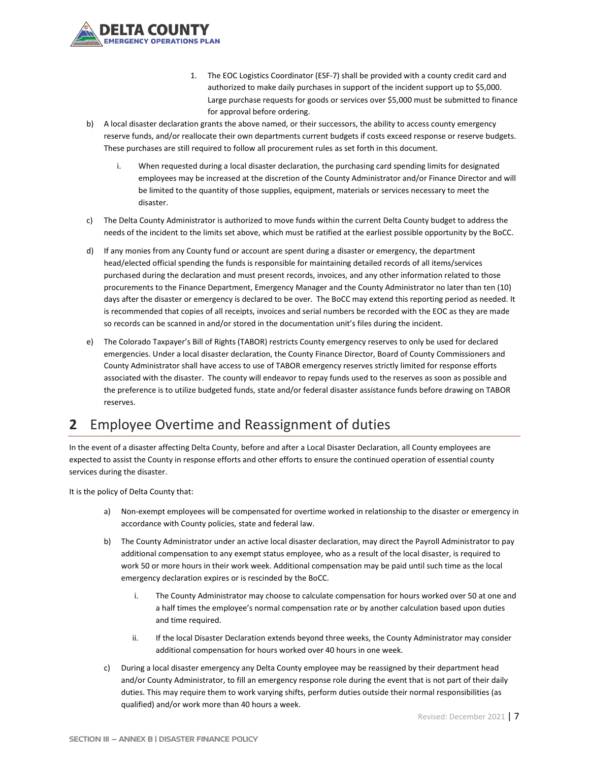1. The EOC Logistics Coordinator (ESF-7) shall be provided with a county credit card and authorized to make daily purchases in support of the incident support up to $5,000. Large purchase requests for goods or services over $5,000 must be submitted to finance for approval before ordering.

b) A local disaster declaration grants the above named, or their successors, the ability to access county emergency reserve funds, and/or reallocate their own departments current budgets if costs exceed response or reserve budgets. These purchases are still required to follow all procurement rules as set forth in this document.

   i. When requested during a local disaster declaration, the purchasing card spending limits for designated employees may be increased at the discretion of the County Administrator and/or Finance Director and will be limited to the quantity of those supplies, equipment, materials or services necessary to meet the disaster.

c) The Delta County Administrator is authorized to move funds within the current Delta County budget to address the needs of the incident to the limits set above, which must be ratified at the earliest possible opportunity by the BoCC.

d) If any monies from any County fund or account are spent during a disaster or emergency, the department head/elected official spending the funds is responsible for maintaining detailed records of all items/services purchased during the declaration and must present records, invoices, and any other information related to those procurements to the Finance Department, Emergency Manager and the County Administrator no later than ten (10) days after the disaster or emergency is declared to be over. The BoCC may extend this reporting period as needed. It is recommended that copies of all receipts, invoices and serial numbers be recorded with the EOC as they are made so records can be scanned in and/or stored in the documentation unit's files during the incident.

e) The Colorado Taxpayer's Bill of Rights (TABOR) restricts County emergency reserves to only be used for declared emergencies. Under a local disaster declaration, the County Finance Director, Board of County Commissioners and County Administrator shall have access to use of TABOR emergency reserves strictly limited for response efforts associated with the disaster. The county will endeavor to repay funds used to the reserves as soon as possible and the preference is to utilize budgeted funds, state and/or federal disaster assistance funds before drawing on TABOR reserves.

# **2** Employee Overtime and Reassignment of duties

In the event of a disaster affecting Delta County, before and after a Local Disaster Declaration, all County employees are expected to assist the County in response efforts and other efforts to ensure the continued operation of essential county services during the disaster.

It is the policy of Delta County that:

a) Non-exempt employees will be compensated for overtime worked in relationship to the disaster or emergency in accordance with County policies, state and federal law.

b) The County Administrator under an active local disaster declaration, may direct the Payroll Administrator to pay additional compensation to any exempt status employee, who as a result of the local disaster, is required to work 50 or more hours in their work week. Additional compensation may be paid until such time as the local emergency declaration expires or is rescinded by the BoCC.

   i. The County Administrator may choose to calculate compensation for hours worked over 50 at one and a half times the employee's normal compensation rate or by another calculation based upon duties and time required.

   ii. If the local Disaster Declaration extends beyond three weeks, the County Administrator may consider additional compensation for hours worked over 40 hours in one week.

c) During a local disaster emergency any Delta County employee may be reassigned by their department head and/or County Administrator, to fill an emergency response role during the event that is not part of their daily duties. This may require them to work varying shifts, perform duties outside their normal responsibilities (as qualified) and/or work more than 40 hours a week.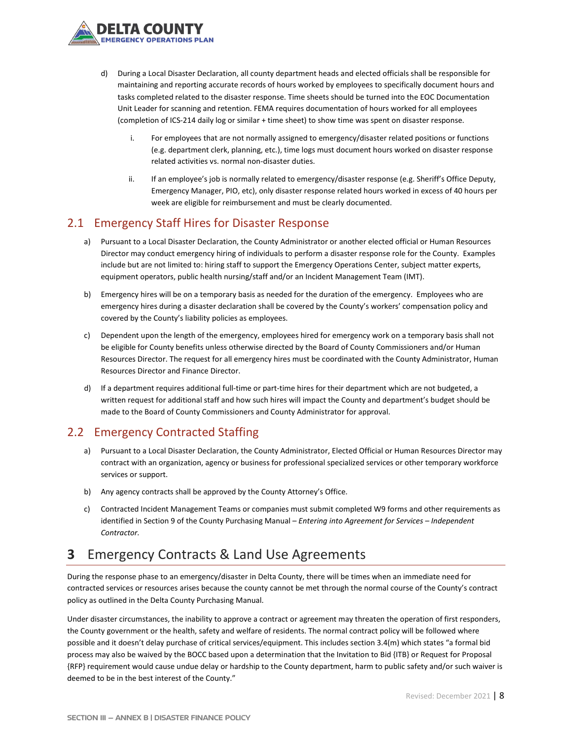d) During a Local Disaster Declaration, all county department heads and elected officials shall be responsible for maintaining and reporting accurate records of hours worked by employees to specifically document hours and tasks completed related to the disaster response. Time sheets should be turned into the EOC Documentation Unit Leader for scanning and retention. FEMA requires documentation of hours worked for all employees (completion of ICS-214 daily log or similar + time sheet) to show time was spent on disaster response.

   i. For employees that are not normally assigned to emergency/disaster related positions or functions (e.g. department clerk, planning, etc.), time logs must document hours worked on disaster response related activities vs. normal non-disaster duties.

   ii. If an employee's job is normally related to emergency/disaster response (e.g. Sheriff's Office Deputy, Emergency Manager, PIO, etc), only disaster response related hours worked in excess of 40 hours per week are eligible for reimbursement and must be clearly documented.

## 2.1 Emergency Staff Hires for Disaster Response

a) Pursuant to a Local Disaster Declaration, the County Administrator or another elected official or Human Resources Director may conduct emergency hiring of individuals to perform a disaster response role for the County. Examples include but are not limited to: hiring staff to support the Emergency Operations Center, subject matter experts, equipment operators, public health nursing/staff and/or an Incident Management Team (IMT).

b) Emergency hires will be on a temporary basis as needed for the duration of the emergency. Employees who are emergency hires during a disaster declaration shall be covered by the County's workers' compensation policy and covered by the County's liability policies as employees.

c) Dependent upon the length of the emergency, employees hired for emergency work on a temporary basis shall not be eligible for County benefits unless otherwise directed by the Board of County Commissioners and/or Human Resources Director. The request for all emergency hires must be coordinated with the County Administrator, Human Resources Director and Finance Director.

d) If a department requires additional full-time or part-time hires for their department which are not budgeted, a written request for additional staff and how such hires will impact the County and department's budget should be made to the Board of County Commissioners and County Administrator for approval.

## 2.2 Emergency Contracted Staffing

a) Pursuant to a Local Disaster Declaration, the County Administrator, Elected Official or Human Resources Director may contract with an organization, agency or business for professional specialized services or other temporary workforce services or support.

b) Any agency contracts shall be approved by the County Attorney's Office.

c) Contracted Incident Management Teams or companies must submit completed W9 forms and other requirements as identified in Section 9 of the County Purchasing Manual – *Entering into Agreement for Services – Independent Contractor.*

# 3 Emergency Contracts & Land Use Agreements

During the response phase to an emergency/disaster in Delta County, there will be times when an immediate need for contracted services or resources arises because the county cannot be met through the normal course of the County's contract policy as outlined in the Delta County Purchasing Manual.

Under disaster circumstances, the inability to approve a contract or agreement may threaten the operation of first responders, the County government or the health, safety and welfare of residents. The normal contract policy will be followed where possible and it doesn't delay purchase of critical services/equipment. This includes section 3.4(m) which states "a formal bid process may also be waived by the BOCC based upon a determination that the Invitation to Bid {ITB} or Request for Proposal {RFP} requirement would cause undue delay or hardship to the County department, harm to public safety and/or such waiver is deemed to be in the best interest of the County."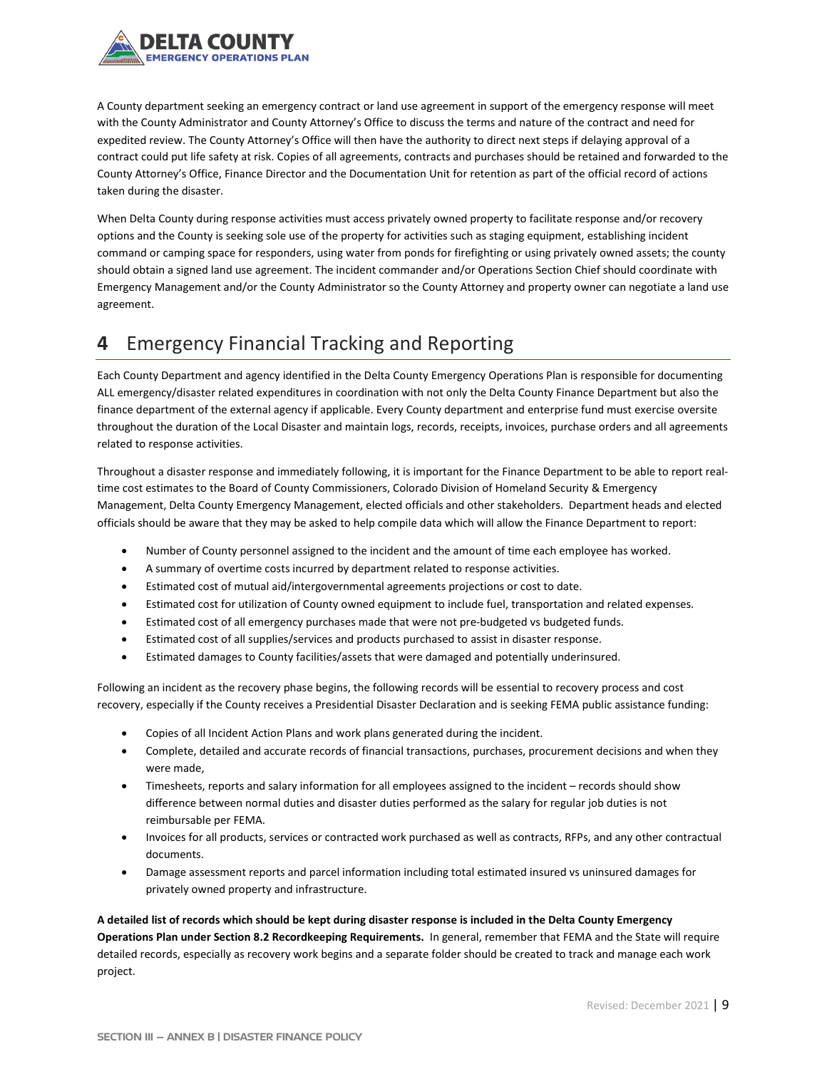A County department seeking an emergency contract or land use agreement in support of the emergency response will meet with the County Administrator and County Attorney's Office to discuss the terms and nature of the contract and need for expedited review. The County Attorney's Office will then have the authority to direct next steps if delaying approval of a contract could put life safety at risk. Copies of all agreements, contracts and purchases should be retained and forwarded to the County Attorney's Office, Finance Director and the Documentation Unit for retention as part of the official record of actions taken during the disaster.

When Delta County during response activities must access privately owned property to facilitate response and/or recovery options and the County is seeking sole use of the property for activities such as staging equipment, establishing incident command or camping space for responders, using water from ponds for firefighting or using privately owned assets; the county should obtain a signed land use agreement. The incident commander and/or Operations Section Chief should coordinate with Emergency Management and/or the County Administrator so the County Attorney and property owner can negotiate a land use agreement.

# 4 Emergency Financial Tracking and Reporting

Each County Department and agency identified in the Delta County Emergency Operations Plan is responsible for documenting ALL emergency/disaster related expenditures in coordination with not only the Delta County Finance Department but also the finance department of the external agency if applicable. Every County department and enterprise fund must exercise oversite throughout the duration of the Local Disaster and maintain logs, records, receipts, invoices, purchase orders and all agreements related to response activities.

Throughout a disaster response and immediately following, it is important for the Finance Department to be able to report real-time cost estimates to the Board of County Commissioners, Colorado Division of Homeland Security & Emergency Management, Delta County Emergency Management, elected officials and other stakeholders. Department heads and elected officials should be aware that they may be asked to help compile data which will allow the Finance Department to report:

- Number of County personnel assigned to the incident and the amount of time each employee has worked.
- A summary of overtime costs incurred by department related to response activities.
- Estimated cost of mutual aid/intergovernmental agreements projections or cost to date.
- Estimated cost for utilization of County owned equipment to include fuel, transportation and related expenses.
- Estimated cost of all emergency purchases made that were not pre-budgeted vs budgeted funds.
- Estimated cost of all supplies/services and products purchased to assist in disaster response.
- Estimated damages to County facilities/assets that were damaged and potentially underinsured.

Following an incident as the recovery phase begins, the following records will be essential to recovery process and cost recovery, especially if the County receives a Presidential Disaster Declaration and is seeking FEMA public assistance funding:

- Copies of all Incident Action Plans and work plans generated during the incident.
- Complete, detailed and accurate records of financial transactions, purchases, procurement decisions and when they were made,
- Timesheets, reports and salary information for all employees assigned to the incident – records should show difference between normal duties and disaster duties performed as the salary for regular job duties is not reimbursable per FEMA.
- Invoices for all products, services or contracted work purchased as well as contracts, RFPs, and any other contractual documents.
- Damage assessment reports and parcel information including total estimated insured vs uninsured damages for privately owned property and infrastructure.

**A detailed list of records which should be kept during disaster response is included in the Delta County Emergency Operations Plan under Section 8.2 Recordkeeping Requirements.** In general, remember that FEMA and the State will require detailed records, especially as recovery work begins and a separate folder should be created to track and manage each work project.